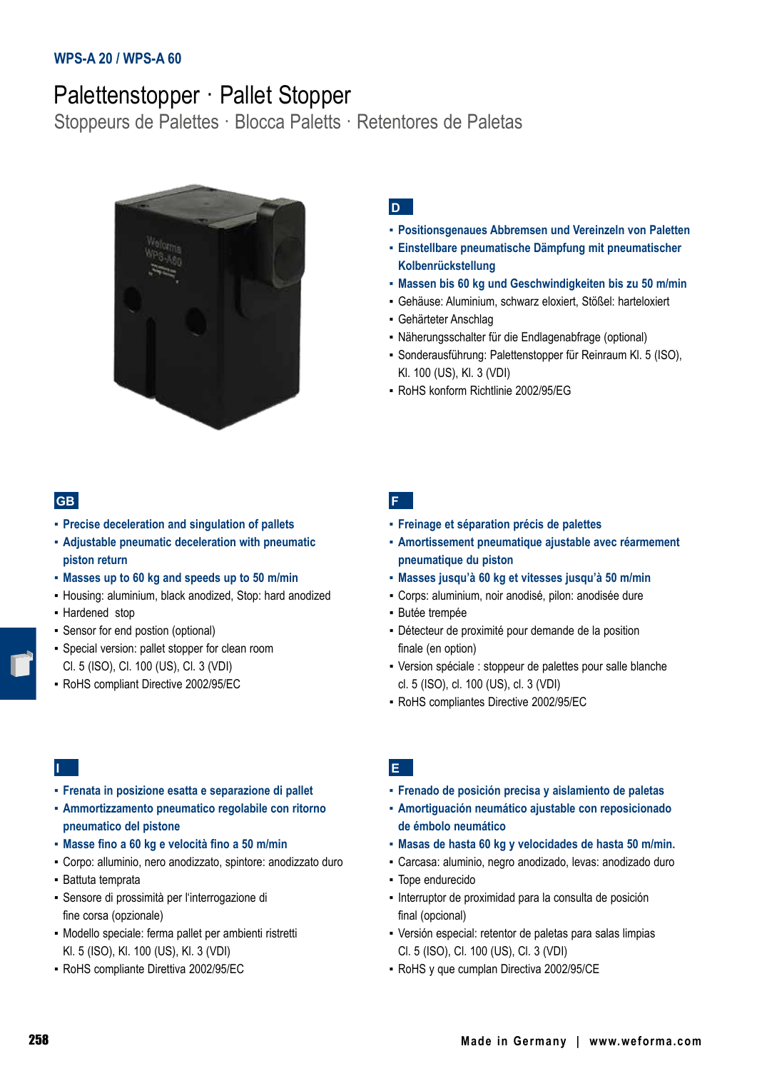WPS-A 20 / WPS-A 60

# Palettenstopper · Pallet Stopper

## Stoppeurs de Palettes · Blocca Paletts · Retentores de Paletas

### D

- **Positionsgenaues Abbremsen und Vereinzeln von Paletten**
- **Einstellbare pneumatische Dämpfung mit pneumatischer Kolbenrückstellung**
- **Massen bis 60 kg und Geschwindigkeiten bis zu 50 m/min**
- Gehäuse: Aluminium, schwarz eloxiert, Stößel: harteloxiert
- Gehärteter Anschlag
- Näherungsschalter für die Endlagenabfrage (optional)
- Sonderausführung: Palettenstopper für Reinraum Kl. 5 (ISO), Kl. 100 (US), Kl. 3 (VDI)
- RoHS konform Richtlinie 2002/95/EG

### GB

- **Precise deceleration and singulation of pallets**
- **Adjustable pneumatic deceleration with pneumatic piston return**
- **Masses up to 60 kg and speeds up to 50 m/min**
- Housing: aluminium, black anodized, Stop: hard anodized
- Hardened stop
- Sensor for end postion (optional)
- Special version: pallet stopper for clean room Cl. 5 (ISO), Cl. 100 (US), Cl. 3 (VDI)
- RoHS compliant Directive 2002/95/EC

### F

- **Freinage et séparation précis de palettes**
- **Amortissement pneumatique ajustable avec réarmement pneumatique du piston**
- **Masses jusqu'à 60 kg et vitesses jusqu'à 50 m/min**
- Corps: aluminium, noir anodisé, pilon: anodisée dure
- Butée trempée
- Détecteur de proximité pour demande de la position finale (en option)
- Version spéciale : stoppeur de palettes pour salle blanche cl. 5 (ISO), cl. 100 (US), cl. 3 (VDI)
- RoHS compliantes Directive 2002/95/EC

### I

- **Frenata in posizione esatta e separazione di pallet**
- **Ammortizzamento pneumatico regolabile con ritorno pneumatico del pistone**
- **Masse fino a 60 kg e velocità fino a 50 m/min**
- Corpo: alluminio, nero anodizzato, spintore: anodizzato duro
- Battuta temprata
- Sensore di prossimità per l'interrogazione di fine corsa (opzionale)
- Modello speciale: ferma pallet per ambienti ristretti Kl. 5 (ISO), Kl. 100 (US), Kl. 3 (VDI)
- RoHS compliante Direttiva 2002/95/EC

### E

- **Frenado de posición precisa y aislamiento de paletas**
- **Amortiguación neumático ajustable con reposicionado de émbolo neumático**
- **Masas de hasta 60 kg y velocidades de hasta 50 m/min.**
- Carcasa: aluminio, negro anodizado, levas: anodizado duro
- Tope endurecido
- Interruptor de proximidad para la consulta de posición final (opcional)
- Versión especial: retentor de paletas para salas limpias Cl. 5 (ISO), Cl. 100 (US), Cl. 3 (VDI)
- RoHS y que cumplan Directiva 2002/95/CE

Made in Germany | www.weforma.com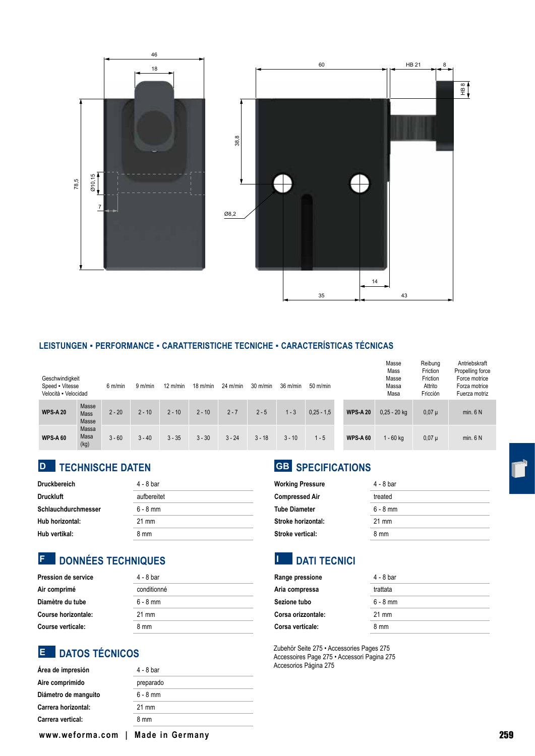## LEISTUNGEN • PERFORMANCE • CARATTERISTICHE TECNICHE • CARACTERÍSTICAS TÉCNICAS

| Geschwindigkeit Speed • Vitesse Velocità • Velocidad | | 6 m/min | 9 m/min | 12 m/min | 18 m/min | 24 m/min | 30 m/min | 36 m/min | 50 m/min |
|---|---|---|---|---|---|---|---|---|---|
| **WPS-A 20** | Masse Mass Masse | 2 - 20 | 2 - 10 | 2 - 10 | 2 - 10 | 2 - 7 | 2 - 5 | 1 - 3 | 0,25 - 1,5 |
| **WPS-A 60** | Massa Masa (kg) | 3 - 60 | 3 - 40 | 3 - 35 | 3 - 30 | 3 - 24 | 3 - 18 | 3 - 10 | 1 - 5 |

| | Masse Mass Masse Massa Masa | Reibung Friction Friction Attrito Fricción | Antriebskraft Propelling force Force motrice Forza motrice Fuerza motriz |
|---|---|---|---|
| **WPS-A 20** | 0,25 - 20 kg | 0,07 µ | min. 6 N |
| **WPS-A 60** | 1 - 60 kg | 0,07 µ | min. 6 N |

## D TECHNISCHE DATEN

| | |
|---|---|
| **Druckbereich** | 4 - 8 bar |
| **Druckluft** | aufbereitet |
| **Schlauchdurchmesser** | 6 - 8 mm |
| **Hub horizontal:** | 21 mm |
| **Hub vertikal:** | 8 mm |

## GB SPECIFICATIONS

| | |
|---|---|
| **Working Pressure** | 4 - 8 bar |
| **Compressed Air** | treated |
| **Tube Diameter** | 6 - 8 mm |
| **Stroke horizontal:** | 21 mm |
| **Stroke vertical:** | 8 mm |

## F DONNÉES TECHNIQUES

| | |
|---|---|
| **Pression de service** | 4 - 8 bar |
| **Air comprimé** | conditionné |
| **Diamètre du tube** | 6 - 8 mm |
| **Course horizontale:** | 21 mm |
| **Course verticale:** | 8 mm |

## I DATI TECNICI

| | |
|---|---|
| **Range pressione** | 4 - 8 bar |
| **Aria compressa** | trattata |
| **Sezione tubo** | 6 - 8 mm |
| **Corsa orizzontale:** | 21 mm |
| **Corsa verticale:** | 8 mm |

## E DATOS TÉCNICOS

| | |
|---|---|
| **Área de impresión** | 4 - 8 bar |
| **Aire comprimido** | preparado |
| **Diámetro de manguito** | 6 - 8 mm |
| **Carrera horizontal:** | 21 mm |
| **Carrera vertical:** | 8 mm |

Zubehör Seite 275 • Accessories Pages 275
Accessoires Page 275 • Accessori Pagina 275
Accesorios Página 275

www.weforma.com | Made in Germany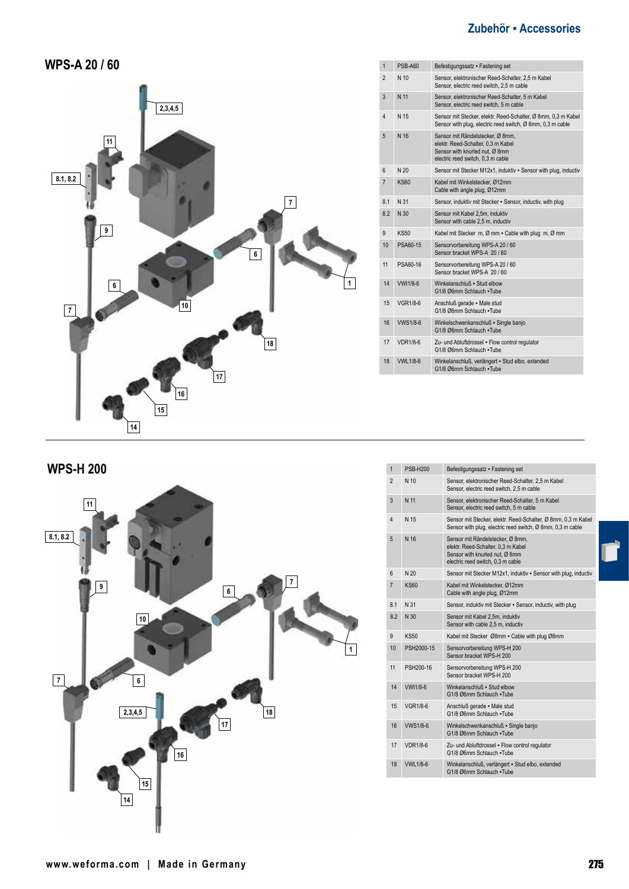## WPS-A 20 / 60

2,3,4,5

11

8.1, 8.2

9

7

6

10

1

6

7

18

17

16

15

14

| | | |
|---|---|---|
| 1 | PSB-A60 | Befestigungssatz • Fastening set |
| 2 | N 10 | Sensor, elektronischer Reed-Schalter, 2,5 m Kabel<br>Sensor, electric reed switch, 2,5 m cable |
| 3 | N 11 | Sensor, elektronischer Reed-Schalter, 5 m Kabel<br>Sensor, electric reed switch, 5 m cable |
| 4 | N 15 | Sensor mit Stecker, elektr. Reed-Schalter, Ø 8mm, 0,3 m Kabel<br>Sensor with plug, electric reed switch, Ø 8mm, 0,3 m cable |
| 5 | N 16 | Sensor mit Rändelstecker, Ø 8mm,<br>elektr. Reed-Schalter, 0,3 m Kabel<br>Sensor with knurled nut, Ø 8mm<br>electric reed switch, 0,3 m cable |
| 6 | N 20 | Sensor mit Stecker M12x1, induktiv • Sensor with plug, inductiv |
| 7 | KS60 | Kabel mit Winkelstecker, Ø12mm<br>Cable with angle plug, Ø12mm |
| 8.1 | N 31 | Sensor, induktiv mit Stecker • Sensor, inductiv, with plug |
| 8.2 | N 30 | Sensor mit Kabel 2,5m, induktiv<br>Sensor with cable 2,5 m, inductiv |
| 9 | KS50 | Kabel mit Stecker m, Ø mm • Cable with plug m, Ø mm |
| 10 | PSA60-15 | Sensorvorbereitung WPS-A 20 / 60<br>Sensor bracket WPS-A 20 / 60 |
| 11 | PSA60-16 | Sensorvorbereitung WPS-A 20 / 60<br>Sensor bracket WPS-A 20 / 60 |
| 14 | VWI1/8-6 | Winkelanschluß • Stud elbow<br>G1/8 Ø6mm Schlauch •Tube |
| 15 | VGR1/8-6 | Anschluß gerade • Male stud<br>G1/8 Ø6mm Schlauch •Tube |
| 16 | VWS1/8-6 | Winkelschwenkanschluß • Single banjo<br>G1/8 Ø6mm Schlauch •Tube |
| 17 | VDR1/8-6 | Zu- und Abluftdrossel • Flow control regulator<br>G1/8 Ø6mm Schlauch •Tube |
| 18 | VWL1/8-6 | Winkelanschluß, verlängert • Stud elbo, extended<br>G1/8 Ø6mm Schlauch •Tube |

## WPS-H 200

11

8.1, 8.2

9

6

7

10

1

7

6

2,3,4,5

18

17

16

15

14

| | | |
|---|---|---|
| 1 | PSB-H200 | Befestigungssatz • Fastening set |
| 2 | N 10 | Sensor, elektronischer Reed-Schalter, 2,5 m Kabel<br>Sensor, electric reed switch, 2,5 m cable |
| 3 | N 11 | Sensor, elektronischer Reed-Schalter, 5 m Kabel<br>Sensor, electric reed switch, 5 m cable |
| 4 | N 15 | Sensor mit Stecker, elektr. Reed-Schalter, Ø 8mm, 0,3 m Kabel<br>Sensor with plug, electric reed switch, Ø 8mm, 0,3 m cable |
| 5 | N 16 | Sensor mit Rändelstecker, Ø 8mm,<br>elektr. Reed-Schalter, 0,3 m Kabel<br>Sensor with knurled nut, Ø 8mm<br>electric reed switch, 0,3 m cable |
| 6 | N 20 | Sensor mit Stecker M12x1, induktiv • Sensor with plug, inductiv |
| 7 | KS60 | Kabel mit Winkelstecker, Ø12mm<br>Cable with angle plug, Ø12mm |
| 8.1 | N 31 | Sensor, induktiv mit Stecker • Sensor, inductiv, with plug |
| 8.2 | N 30 | Sensor mit Kabel 2,5m, induktiv<br>Sensor with cable 2,5 m, inductiv |
| 9 | KS50 | Kabel mit Stecker Ø8mm • Cable with plug Ø8mm |
| 10 | PSH2000-15 | Sensorvorbereitung WPS-H 200<br>Sensor bracket WPS-H 200 |
| 11 | PSH200-16 | Sensorvorbereitung WPS-H 200<br>Sensor bracket WPS-H 200 |
| 14 | VWI1/8-6 | Winkelanschluß • Stud elbow<br>G1/8 Ø6mm Schlauch •Tube |
| 15 | VGR1/8-6 | Anschluß gerade • Male stud<br>G1/8 Ø6mm Schlauch •Tube |
| 16 | VWS1/8-6 | Winkelschwenkanschluß • Single banjo<br>G1/8 Ø6mm Schlauch •Tube |
| 17 | VDR1/8-6 | Zu- und Abluftdrossel • Flow control regulator<br>G1/8 Ø6mm Schlauch •Tube |
| 18 | VWL1/8-6 | Winkelanschluß, verlängert • Stud elbo, extended<br>G1/8 Ø6mm Schlauch •Tube |